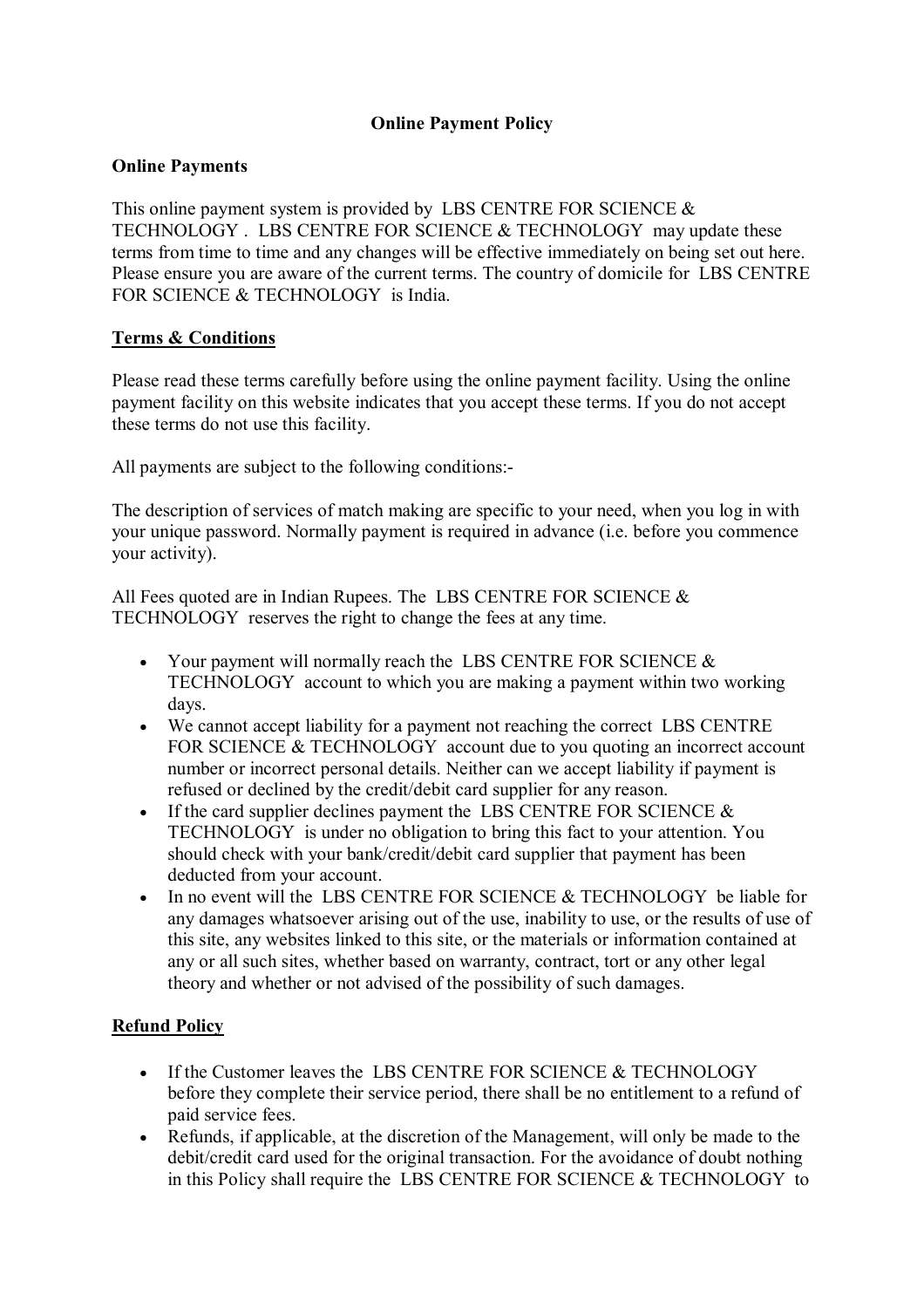**Online Payment Policy**

**Online Payments**

This online payment system is provided by LBS CENTRE FOR SCIENCE & TECHNOLOGY . LBS CENTRE FOR SCIENCE & TECHNOLOGY may update these terms from time to time and any changes will be effective immediately on being set out here. Please ensure you are aware of the current terms. The country of domicile for LBS CENTRE FOR SCIENCE & TECHNOLOGY is India.

**Terms & Conditions**

Please read these terms carefully before using the online payment facility. Using the online payment facility on this website indicates that you accept these terms. If you do not accept these terms do not use this facility.

All payments are subject to the following conditions:-

The description of services of match making are specific to your need, when you log in with your unique password. Normally payment is required in advance (i.e. before you commence your activity).

All Fees quoted are in Indian Rupees. The LBS CENTRE FOR SCIENCE & TECHNOLOGY reserves the right to change the fees at any time.

- Your payment will normally reach the LBS CENTRE FOR SCIENCE & TECHNOLOGY account to which you are making a payment within two working days.
- We cannot accept liability for a payment not reaching the correct LBS CENTRE FOR SCIENCE & TECHNOLOGY account due to you quoting an incorrect account number or incorrect personal details. Neither can we accept liability if payment is refused or declined by the credit/debit card supplier for any reason.
- If the card supplier declines payment the LBS CENTRE FOR SCIENCE & TECHNOLOGY is under no obligation to bring this fact to your attention. You should check with your bank/credit/debit card supplier that payment has been deducted from your account.
- In no event will the LBS CENTRE FOR SCIENCE & TECHNOLOGY be liable for any damages whatsoever arising out of the use, inability to use, or the results of use of this site, any websites linked to this site, or the materials or information contained at any or all such sites, whether based on warranty, contract, tort or any other legal theory and whether or not advised of the possibility of such damages.

**Refund Policy**

- If the Customer leaves the LBS CENTRE FOR SCIENCE & TECHNOLOGY before they complete their service period, there shall be no entitlement to a refund of paid service fees.
- Refunds, if applicable, at the discretion of the Management, will only be made to the debit/credit card used for the original transaction. For the avoidance of doubt nothing in this Policy shall require the LBS CENTRE FOR SCIENCE & TECHNOLOGY to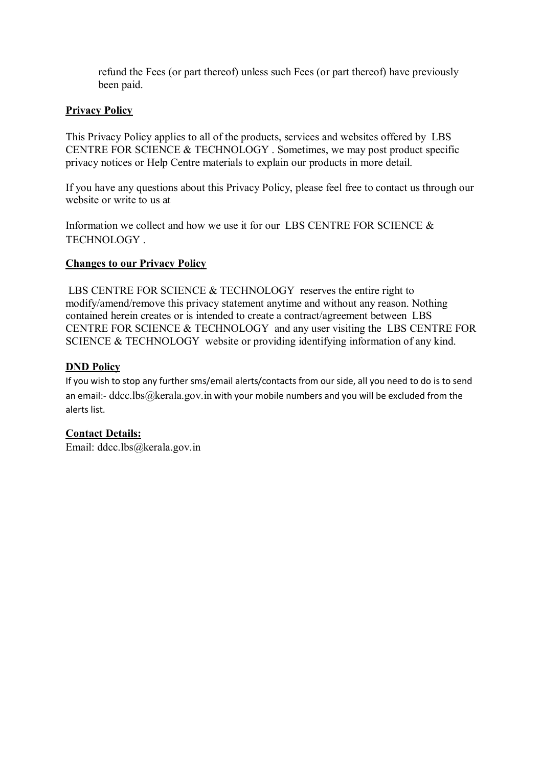refund the Fees (or part thereof) unless such Fees (or part thereof) have previously been paid.

**Privacy Policy**

This Privacy Policy applies to all of the products, services and websites offered by LBS CENTRE FOR SCIENCE & TECHNOLOGY . Sometimes, we may post product specific privacy notices or Help Centre materials to explain our products in more detail.

If you have any questions about this Privacy Policy, please feel free to contact us through our website or write to us at

Information we collect and how we use it for our LBS CENTRE FOR SCIENCE & TECHNOLOGY .

**Changes to our Privacy Policy**

LBS CENTRE FOR SCIENCE & TECHNOLOGY reserves the entire right to modify/amend/remove this privacy statement anytime and without any reason. Nothing contained herein creates or is intended to create a contract/agreement between LBS CENTRE FOR SCIENCE & TECHNOLOGY and any user visiting the LBS CENTRE FOR SCIENCE & TECHNOLOGY website or providing identifying information of any kind.

**DND Policy**

If you wish to stop any further sms/email alerts/contacts from our side, all you need to do is to send an email:- ddcc.lbs@kerala.gov.in with your mobile numbers and you will be excluded from the alerts list.

**Contact Details:**

Email: ddcc.lbs@kerala.gov.in